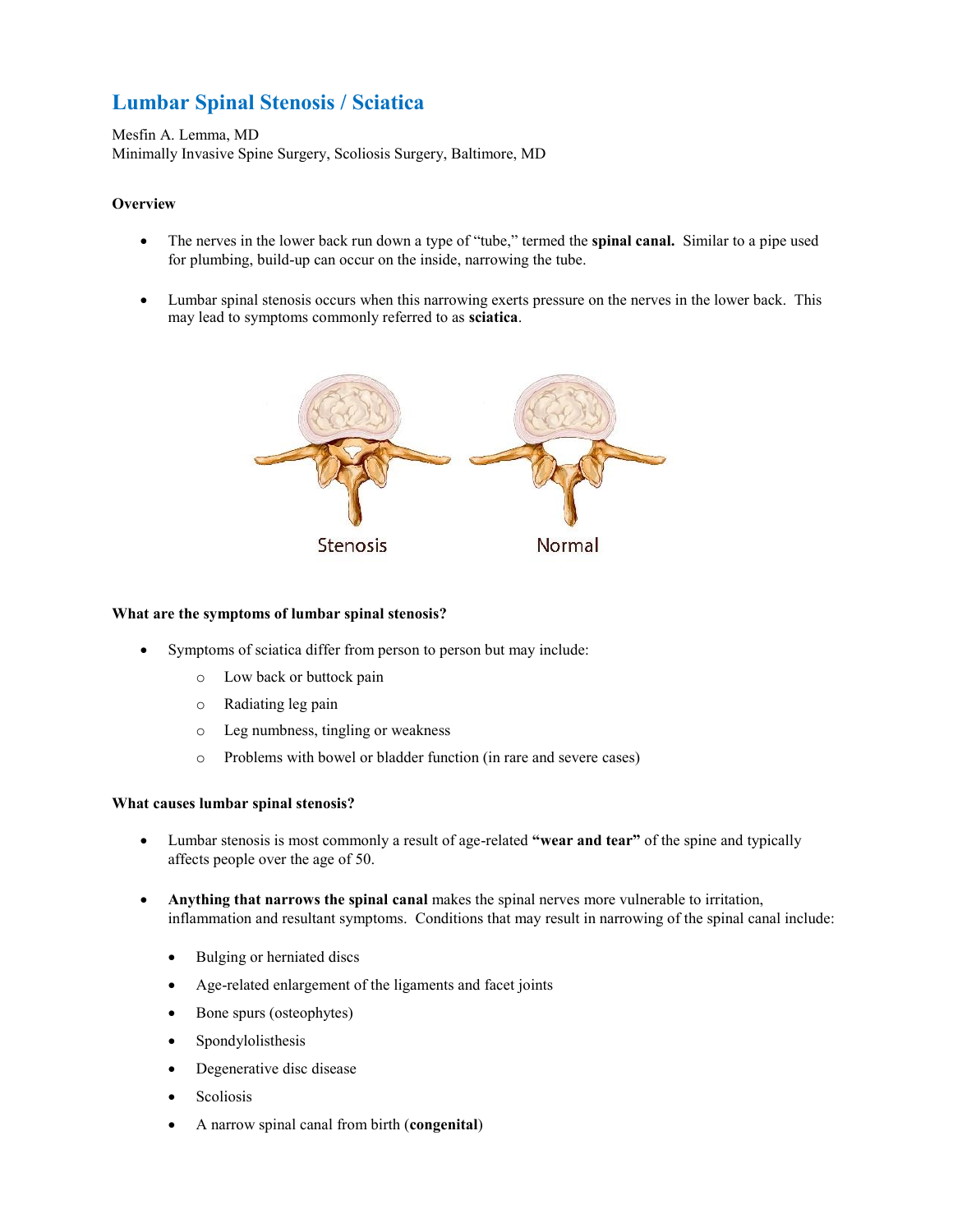# Lumbar Spinal Stenosis / Sciatica

Mesfin A. Lemma, MD
Minimally Invasive Spine Surgery, Scoliosis Surgery, Baltimore, MD

### Overview

- The nerves in the lower back run down a type of "tube," termed the **spinal canal.** Similar to a pipe used for plumbing, build-up can occur on the inside, narrowing the tube.
- Lumbar spinal stenosis occurs when this narrowing exerts pressure on the nerves in the lower back. This may lead to symptoms commonly referred to as **sciatica**.

Stenosis Normal

### What are the symptoms of lumbar spinal stenosis?

- Symptoms of sciatica differ from person to person but may include:
  - Low back or buttock pain
  - Radiating leg pain
  - Leg numbness, tingling or weakness
  - Problems with bowel or bladder function (in rare and severe cases)

### What causes lumbar spinal stenosis?

- Lumbar stenosis is most commonly a result of age-related **"wear and tear"** of the spine and typically affects people over the age of 50.
- **Anything that narrows the spinal canal** makes the spinal nerves more vulnerable to irritation, inflammation and resultant symptoms. Conditions that may result in narrowing of the spinal canal include:
  - Bulging or herniated discs
  - Age-related enlargement of the ligaments and facet joints
  - Bone spurs (osteophytes)
  - Spondylolisthesis
  - Degenerative disc disease
  - Scoliosis
  - A narrow spinal canal from birth (**congenital**)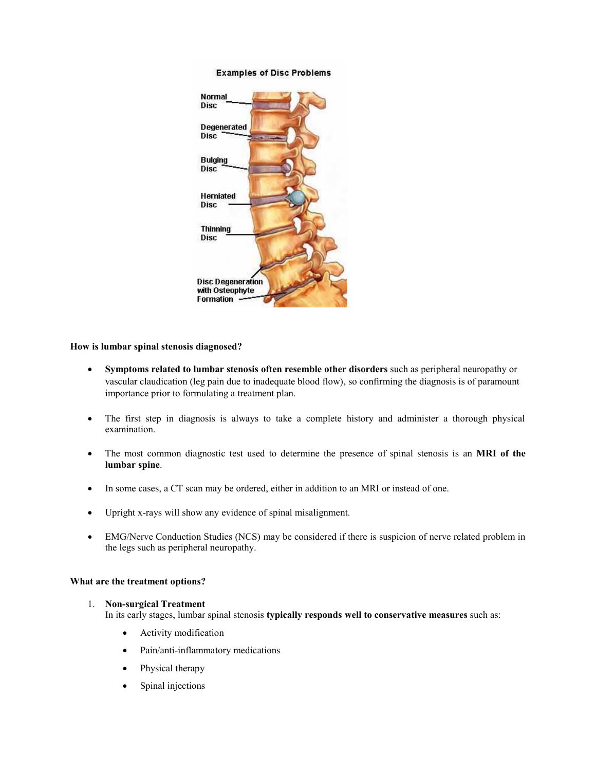**How is lumbar spinal stenosis diagnosed?**

- **Symptoms related to lumbar stenosis often resemble other disorders** such as peripheral neuropathy or vascular claudication (leg pain due to inadequate blood flow), so confirming the diagnosis is of paramount importance prior to formulating a treatment plan.
- The first step in diagnosis is always to take a complete history and administer a thorough physical examination.
- The most common diagnostic test used to determine the presence of spinal stenosis is an **MRI of the lumbar spine**.
- In some cases, a CT scan may be ordered, either in addition to an MRI or instead of one.
- Upright x-rays will show any evidence of spinal misalignment.
- EMG/Nerve Conduction Studies (NCS) may be considered if there is suspicion of nerve related problem in the legs such as peripheral neuropathy.

**What are the treatment options?**

1. **Non-surgical Treatment**
   In its early stages, lumbar spinal stenosis **typically responds well to conservative measures** such as:
   - Activity modification
   - Pain/anti-inflammatory medications
   - Physical therapy
   - Spinal injections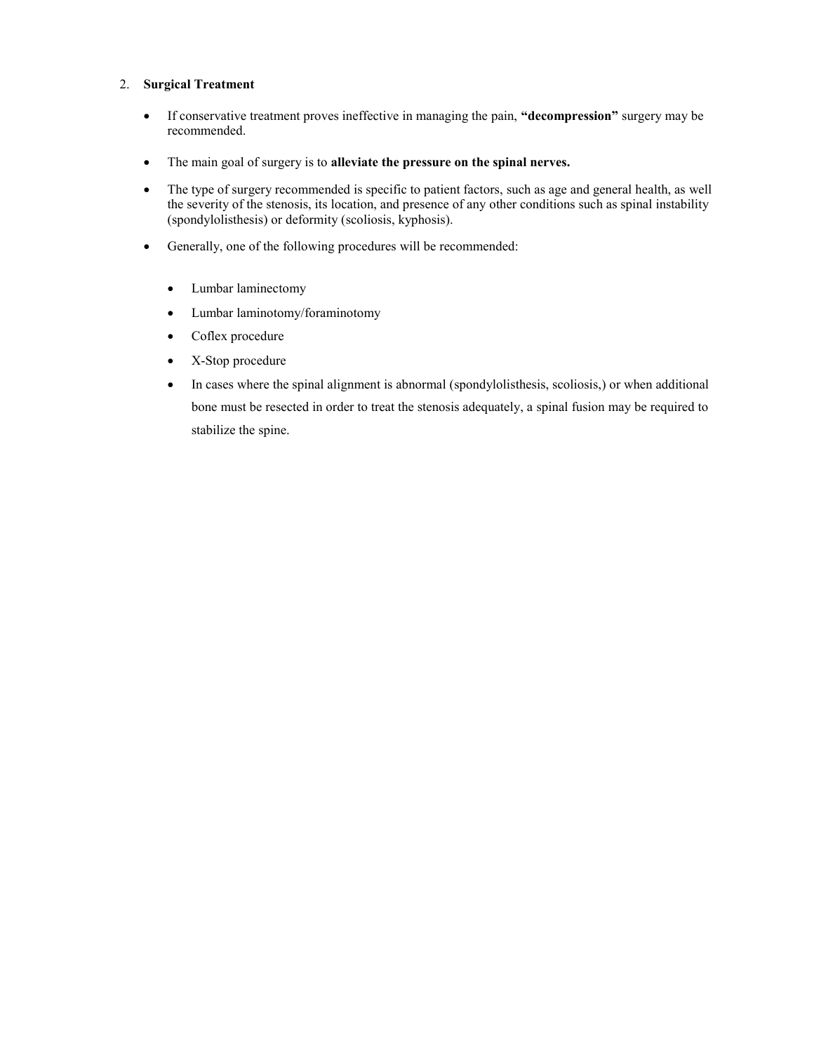2. **Surgical Treatment**

- If conservative treatment proves ineffective in managing the pain, **"decompression"** surgery may be recommended.
- The main goal of surgery is to **alleviate the pressure on the spinal nerves.**
- The type of surgery recommended is specific to patient factors, such as age and general health, as well the severity of the stenosis, its location, and presence of any other conditions such as spinal instability (spondylolisthesis) or deformity (scoliosis, kyphosis).
- Generally, one of the following procedures will be recommended:
    - Lumbar laminectomy
    - Lumbar laminotomy/foraminotomy
    - Coflex procedure
    - X-Stop procedure
    - In cases where the spinal alignment is abnormal (spondylolisthesis, scoliosis,) or when additional bone must be resected in order to treat the stenosis adequately, a spinal fusion may be required to stabilize the spine.